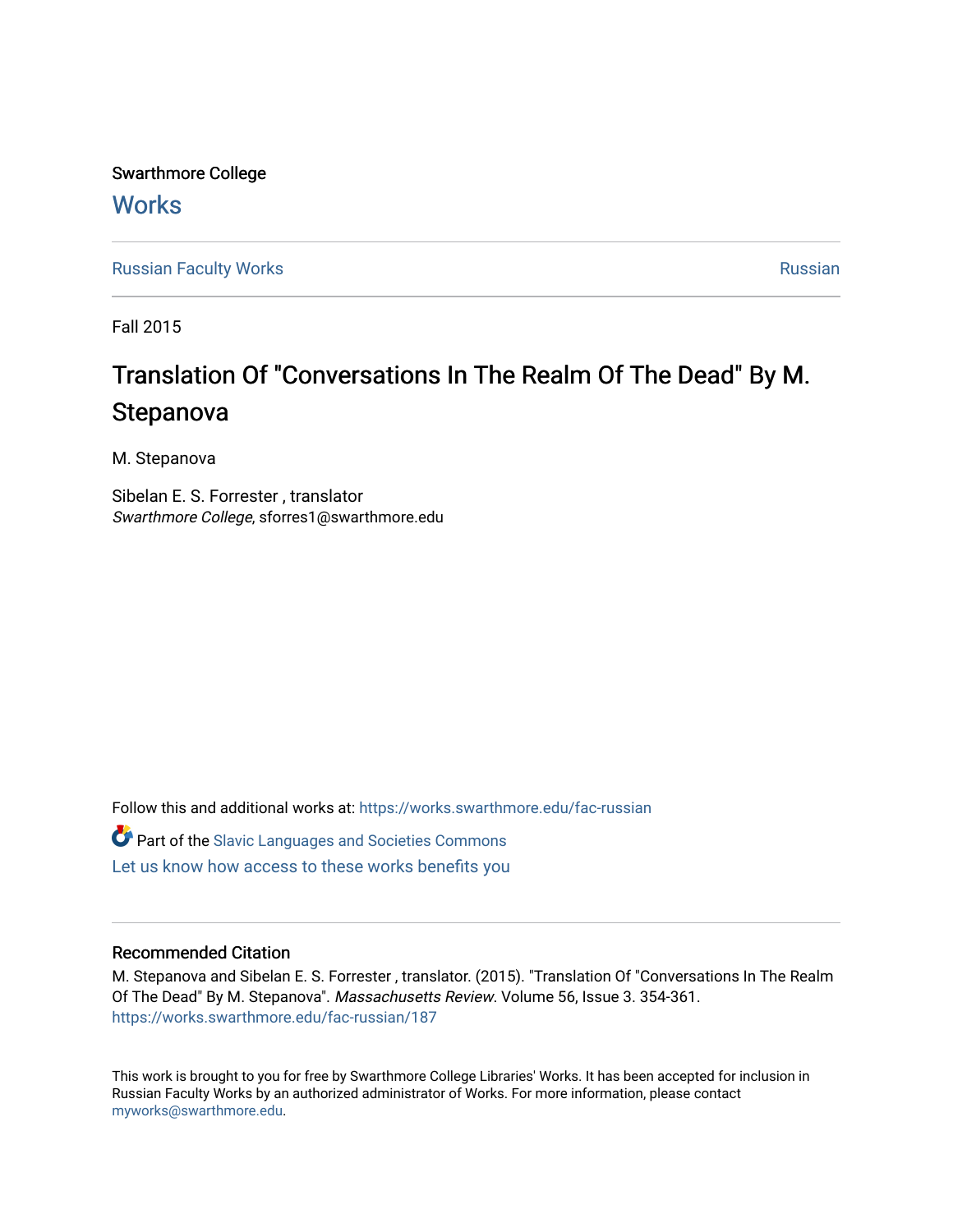Swarthmore College

# Works

Russian Faculty Works | Russian

Fall 2015

# Translation Of "Conversations In The Realm Of The Dead" By M. Stepanova

M. Stepanova

Sibelan E. S. Forrester , translator
*Swarthmore College*, sforres1@swarthmore.edu

Follow this and additional works at: https://works.swarthmore.edu/fac-russian

Part of the Slavic Languages and Societies Commons

Let us know how access to these works benefits you

## Recommended Citation

M. Stepanova and Sibelan E. S. Forrester , translator. (2015). "Translation Of "Conversations In The Realm Of The Dead" By M. Stepanova". *Massachusetts Review*. Volume 56, Issue 3. 354-361.
https://works.swarthmore.edu/fac-russian/187

This work is brought to you for free by Swarthmore College Libraries' Works. It has been accepted for inclusion in Russian Faculty Works by an authorized administrator of Works. For more information, please contact myworks@swarthmore.edu.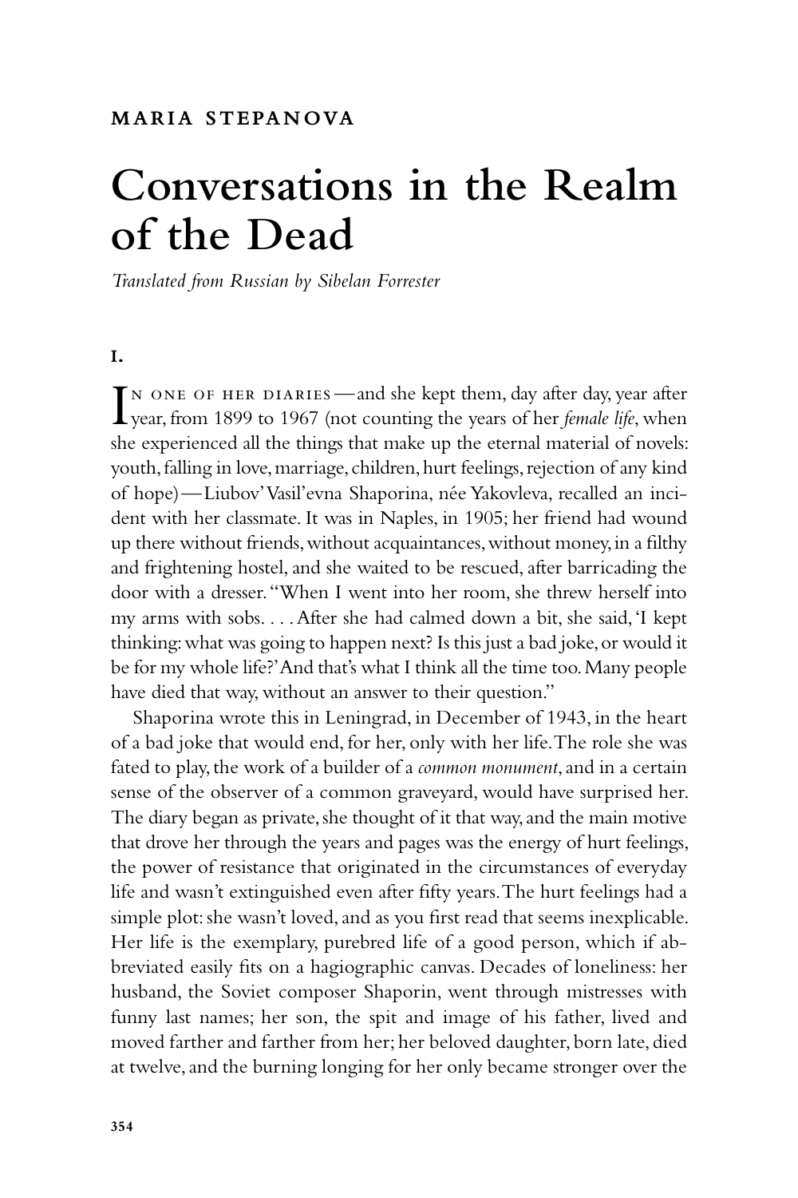MARIA STEPANOVA

# Conversations in the Realm of the Dead

*Translated from Russian by Sibelan Forrester*

## I.

IN ONE OF HER DIARIES—and she kept them, day after day, year after year, from 1899 to 1967 (not counting the years of her *female life*, when she experienced all the things that make up the eternal material of novels: youth, falling in love, marriage, children, hurt feelings, rejection of any kind of hope)—Liubov' Vasil'evna Shaporina, née Yakovleva, recalled an incident with her classmate. It was in Naples, in 1905; her friend had wound up there without friends, without acquaintances, without money, in a filthy and frightening hostel, and she waited to be rescued, after barricading the door with a dresser. "When I went into her room, she threw herself into my arms with sobs. . . . After she had calmed down a bit, she said, 'I kept thinking: what was going to happen next? Is this just a bad joke, or would it be for my whole life?' And that's what I think all the time too. Many people have died that way, without an answer to their question."

Shaporina wrote this in Leningrad, in December of 1943, in the heart of a bad joke that would end, for her, only with her life. The role she was fated to play, the work of a builder of a *common monument*, and in a certain sense of the observer of a common graveyard, would have surprised her. The diary began as private, she thought of it that way, and the main motive that drove her through the years and pages was the energy of hurt feelings, the power of resistance that originated in the circumstances of everyday life and wasn't extinguished even after fifty years. The hurt feelings had a simple plot: she wasn't loved, and as you first read that seems inexplicable. Her life is the exemplary, purebred life of a good person, which if abbreviated easily fits on a hagiographic canvas. Decades of loneliness: her husband, the Soviet composer Shaporin, went through mistresses with funny last names; her son, the spit and image of his father, lived and moved farther and farther from her; her beloved daughter, born late, died at twelve, and the burning longing for her only became stronger over the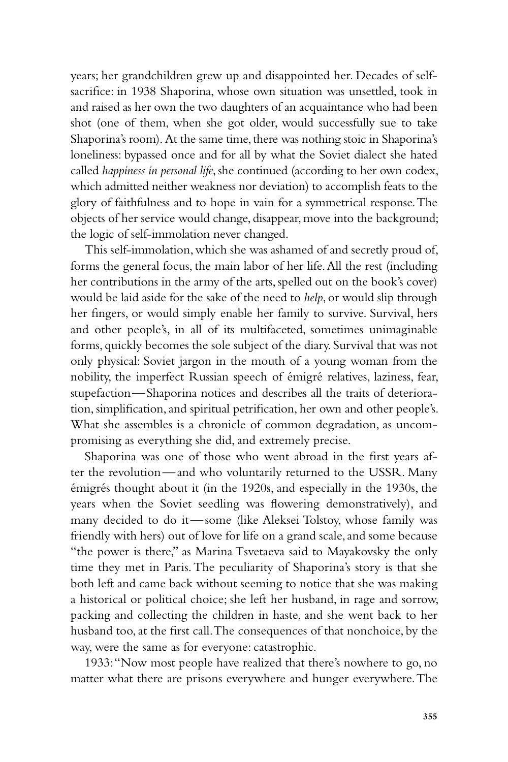years; her grandchildren grew up and disappointed her. Decades of self-sacrifice: in 1938 Shaporina, whose own situation was unsettled, took in and raised as her own the two daughters of an acquaintance who had been shot (one of them, when she got older, would successfully sue to take Shaporina's room). At the same time, there was nothing stoic in Shaporina's loneliness: bypassed once and for all by what the Soviet dialect she hated called *happiness in personal life*, she continued (according to her own codex, which admitted neither weakness nor deviation) to accomplish feats to the glory of faithfulness and to hope in vain for a symmetrical response. The objects of her service would change, disappear, move into the background; the logic of self-immolation never changed.

This self-immolation, which she was ashamed of and secretly proud of, forms the general focus, the main labor of her life. All the rest (including her contributions in the army of the arts, spelled out on the book's cover) would be laid aside for the sake of the need to *help*, or would slip through her fingers, or would simply enable her family to survive. Survival, hers and other people's, in all of its multifaceted, sometimes unimaginable forms, quickly becomes the sole subject of the diary. Survival that was not only physical: Soviet jargon in the mouth of a young woman from the nobility, the imperfect Russian speech of émigré relatives, laziness, fear, stupefaction—Shaporina notices and describes all the traits of deterioration, simplification, and spiritual petrification, her own and other people's. What she assembles is a chronicle of common degradation, as uncompromising as everything she did, and extremely precise.

Shaporina was one of those who went abroad in the first years after the revolution—and who voluntarily returned to the USSR. Many émigrés thought about it (in the 1920s, and especially in the 1930s, the years when the Soviet seedling was flowering demonstratively), and many decided to do it—some (like Aleksei Tolstoy, whose family was friendly with hers) out of love for life on a grand scale, and some because "the power is there," as Marina Tsvetaeva said to Mayakovsky the only time they met in Paris. The peculiarity of Shaporina's story is that she both left and came back without seeming to notice that she was making a historical or political choice; she left her husband, in rage and sorrow, packing and collecting the children in haste, and she went back to her husband too, at the first call. The consequences of that nonchoice, by the way, were the same as for everyone: catastrophic.

1933: "Now most people have realized that there's nowhere to go, no matter what there are prisons everywhere and hunger everywhere. The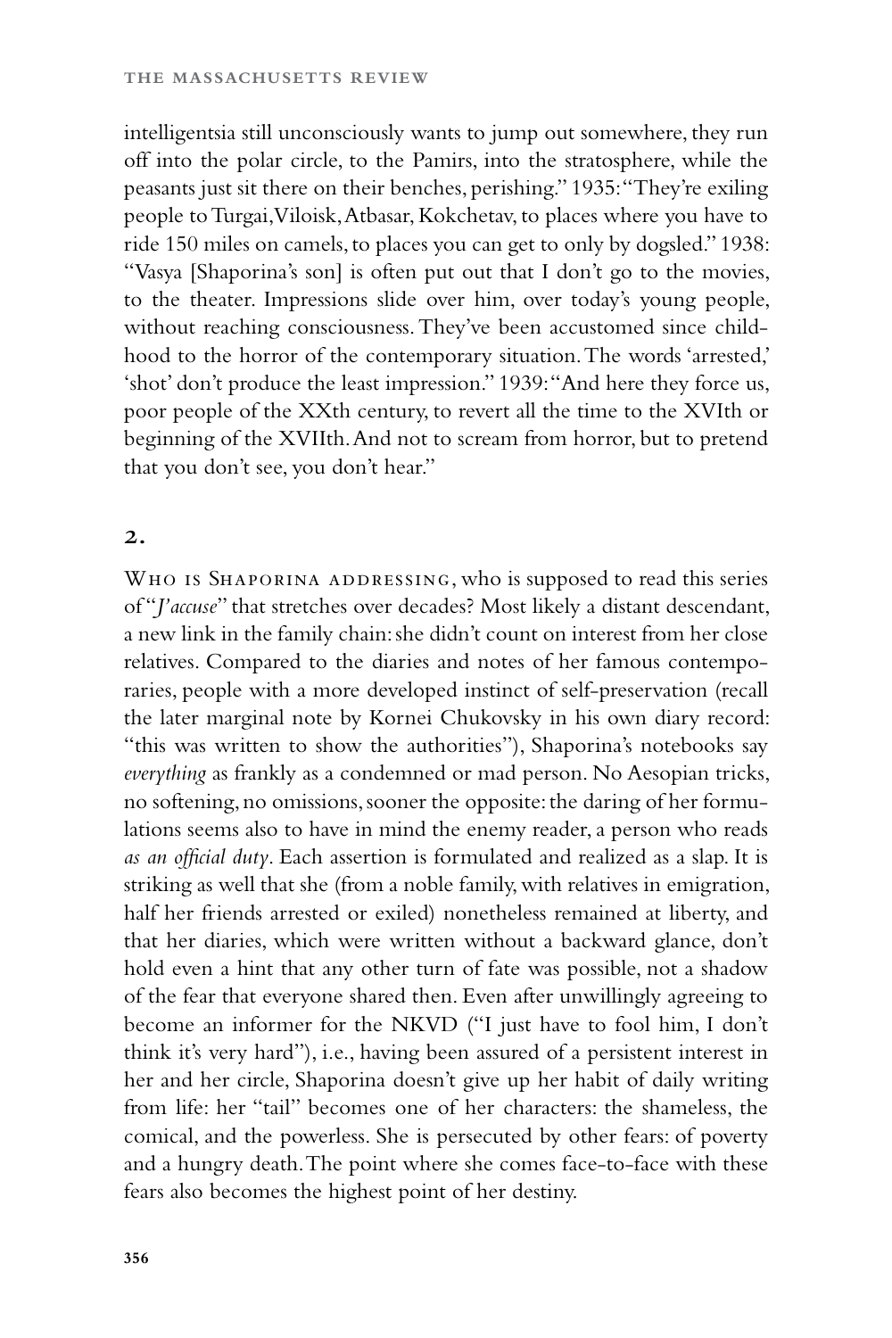intelligentsia still unconsciously wants to jump out somewhere, they run off into the polar circle, to the Pamirs, into the stratosphere, while the peasants just sit there on their benches, perishing." 1935: "They're exiling people to Turgai, Viloisk, Atbasar, Kokchetav, to places where you have to ride 150 miles on camels, to places you can get to only by dogsled." 1938: "Vasya [Shaporina's son] is often put out that I don't go to the movies, to the theater. Impressions slide over him, over today's young people, without reaching consciousness. They've been accustomed since childhood to the horror of the contemporary situation. The words 'arrested,' 'shot' don't produce the least impression." 1939: "And here they force us, poor people of the XXth century, to revert all the time to the XVIth or beginning of the XVIIth. And not to scream from horror, but to pretend that you don't see, you don't hear."

## 2.

Who is Shaporina addressing, who is supposed to read this series of "*J'accuse*" that stretches over decades? Most likely a distant descendant, a new link in the family chain: she didn't count on interest from her close relatives. Compared to the diaries and notes of her famous contemporaries, people with a more developed instinct of self-preservation (recall the later marginal note by Kornei Chukovsky in his own diary record: "this was written to show the authorities"), Shaporina's notebooks say *everything* as frankly as a condemned or mad person. No Aesopian tricks, no softening, no omissions, sooner the opposite: the daring of her formulations seems also to have in mind the enemy reader, a person who reads *as an official duty*. Each assertion is formulated and realized as a slap. It is striking as well that she (from a noble family, with relatives in emigration, half her friends arrested or exiled) nonetheless remained at liberty, and that her diaries, which were written without a backward glance, don't hold even a hint that any other turn of fate was possible, not a shadow of the fear that everyone shared then. Even after unwillingly agreeing to become an informer for the NKVD ("I just have to fool him, I don't think it's very hard"), i.e., having been assured of a persistent interest in her and her circle, Shaporina doesn't give up her habit of daily writing from life: her "tail" becomes one of her characters: the shameless, the comical, and the powerless. She is persecuted by other fears: of poverty and a hungry death. The point where she comes face-to-face with these fears also becomes the highest point of her destiny.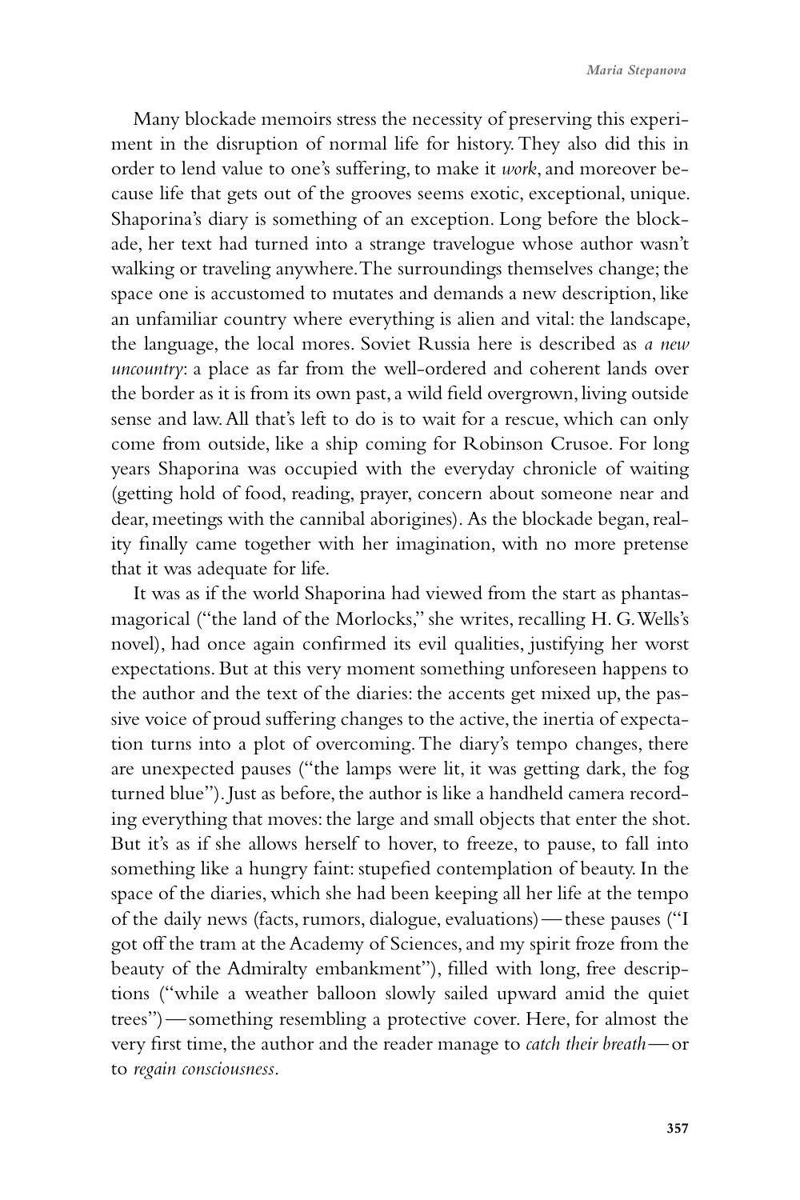Many blockade memoirs stress the necessity of preserving this experiment in the disruption of normal life for history. They also did this in order to lend value to one's suffering, to make it *work*, and moreover because life that gets out of the grooves seems exotic, exceptional, unique. Shaporina's diary is something of an exception. Long before the blockade, her text had turned into a strange travelogue whose author wasn't walking or traveling anywhere. The surroundings themselves change; the space one is accustomed to mutates and demands a new description, like an unfamiliar country where everything is alien and vital: the landscape, the language, the local mores. Soviet Russia here is described as *a new uncountry*: a place as far from the well-ordered and coherent lands over the border as it is from its own past, a wild field overgrown, living outside sense and law. All that's left to do is to wait for a rescue, which can only come from outside, like a ship coming for Robinson Crusoe. For long years Shaporina was occupied with the everyday chronicle of waiting (getting hold of food, reading, prayer, concern about someone near and dear, meetings with the cannibal aborigines). As the blockade began, reality finally came together with her imagination, with no more pretense that it was adequate for life.

It was as if the world Shaporina had viewed from the start as phantasmagorical ("the land of the Morlocks," she writes, recalling H. G. Wells's novel), had once again confirmed its evil qualities, justifying her worst expectations. But at this very moment something unforeseen happens to the author and the text of the diaries: the accents get mixed up, the passive voice of proud suffering changes to the active, the inertia of expectation turns into a plot of overcoming. The diary's tempo changes, there are unexpected pauses ("the lamps were lit, it was getting dark, the fog turned blue"). Just as before, the author is like a handheld camera recording everything that moves: the large and small objects that enter the shot. But it's as if she allows herself to hover, to freeze, to pause, to fall into something like a hungry faint: stupefied contemplation of beauty. In the space of the diaries, which she had been keeping all her life at the tempo of the daily news (facts, rumors, dialogue, evaluations)—these pauses ("I got off the tram at the Academy of Sciences, and my spirit froze from the beauty of the Admiralty embankment"), filled with long, free descriptions ("while a weather balloon slowly sailed upward amid the quiet trees")—something resembling a protective cover. Here, for almost the very first time, the author and the reader manage to *catch their breath*—or to *regain consciousness*.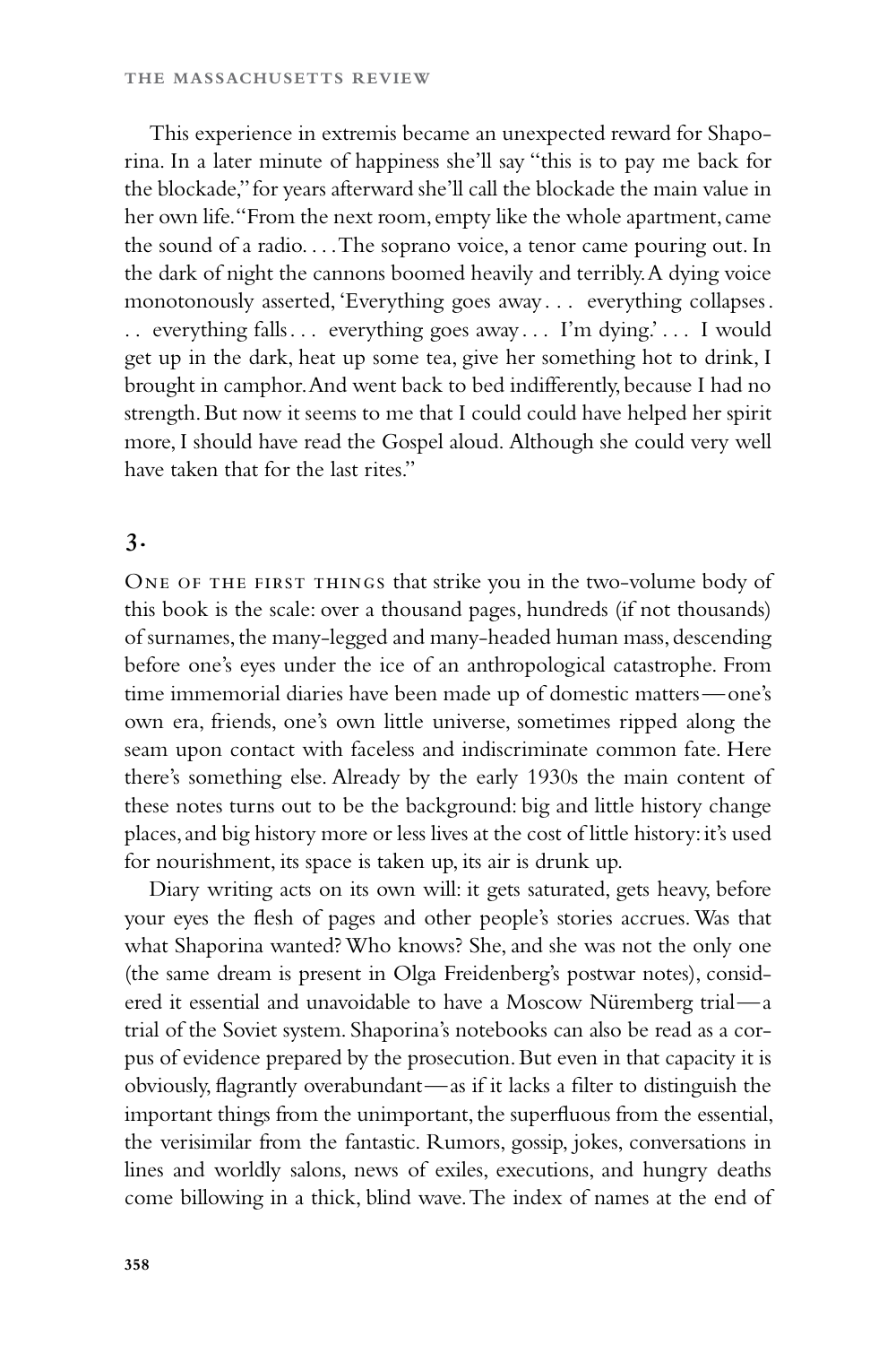This experience in extremis became an unexpected reward for Shaporina. In a later minute of happiness she'll say "this is to pay me back for the blockade," for years afterward she'll call the blockade the main value in her own life. "From the next room, empty like the whole apartment, came the sound of a radio. . . . The soprano voice, a tenor came pouring out. In the dark of night the cannons boomed heavily and terribly. A dying voice monotonously asserted, 'Everything goes away . . . everything collapses . . . everything falls . . . everything goes away . . . I'm dying.' . . . I would get up in the dark, heat up some tea, give her something hot to drink, I brought in camphor. And went back to bed indifferently, because I had no strength. But now it seems to me that I could could have helped her spirit more, I should have read the Gospel aloud. Although she could very well have taken that for the last rites."

## 3.

One of the first things that strike you in the two-volume body of this book is the scale: over a thousand pages, hundreds (if not thousands) of surnames, the many-legged and many-headed human mass, descending before one's eyes under the ice of an anthropological catastrophe. From time immemorial diaries have been made up of domestic matters—one's own era, friends, one's own little universe, sometimes ripped along the seam upon contact with faceless and indiscriminate common fate. Here there's something else. Already by the early 1930s the main content of these notes turns out to be the background: big and little history change places, and big history more or less lives at the cost of little history: it's used for nourishment, its space is taken up, its air is drunk up.

Diary writing acts on its own will: it gets saturated, gets heavy, before your eyes the flesh of pages and other people's stories accrues. Was that what Shaporina wanted? Who knows? She, and she was not the only one (the same dream is present in Olga Freidenberg's postwar notes), considered it essential and unavoidable to have a Moscow Nüremberg trial—a trial of the Soviet system. Shaporina's notebooks can also be read as a corpus of evidence prepared by the prosecution. But even in that capacity it is obviously, flagrantly overabundant—as if it lacks a filter to distinguish the important things from the unimportant, the superfluous from the essential, the verisimilar from the fantastic. Rumors, gossip, jokes, conversations in lines and worldly salons, news of exiles, executions, and hungry deaths come billowing in a thick, blind wave. The index of names at the end of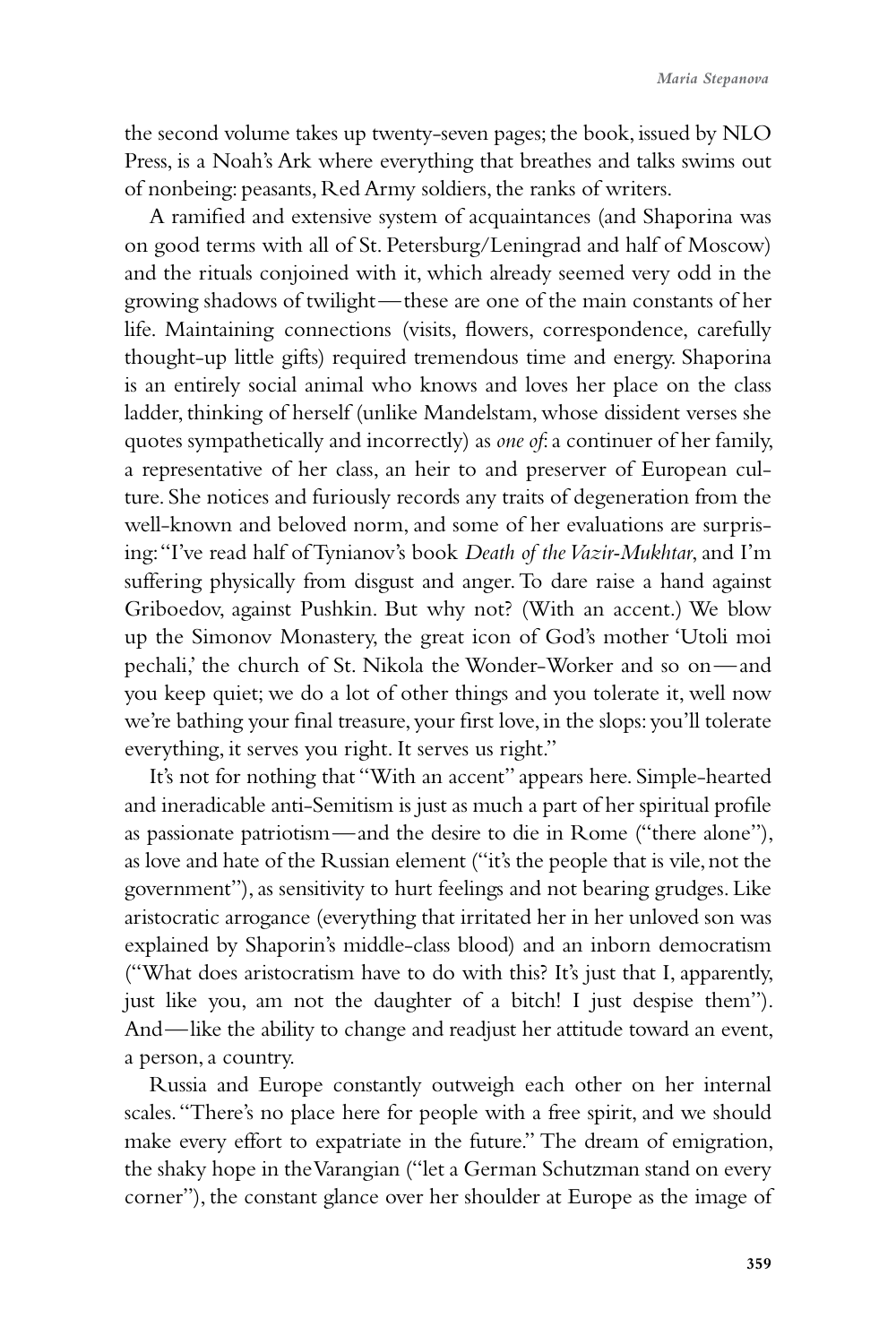the second volume takes up twenty-seven pages; the book, issued by NLO Press, is a Noah's Ark where everything that breathes and talks swims out of nonbeing: peasants, Red Army soldiers, the ranks of writers.

A ramified and extensive system of acquaintances (and Shaporina was on good terms with all of St. Petersburg/Leningrad and half of Moscow) and the rituals conjoined with it, which already seemed very odd in the growing shadows of twilight—these are one of the main constants of her life. Maintaining connections (visits, flowers, correspondence, carefully thought-up little gifts) required tremendous time and energy. Shaporina is an entirely social animal who knows and loves her place on the class ladder, thinking of herself (unlike Mandelstam, whose dissident verses she quotes sympathetically and incorrectly) as *one of*: a continuer of her family, a representative of her class, an heir to and preserver of European culture. She notices and furiously records any traits of degeneration from the well-known and beloved norm, and some of her evaluations are surprising: "I've read half of Tynianov's book *Death of the Vazir-Mukhtar*, and I'm suffering physically from disgust and anger. To dare raise a hand against Griboedov, against Pushkin. But why not? (With an accent.) We blow up the Simonov Monastery, the great icon of God's mother 'Utoli moi pechali,' the church of St. Nikola the Wonder-Worker and so on—and you keep quiet; we do a lot of other things and you tolerate it, well now we're bathing your final treasure, your first love, in the slops: you'll tolerate everything, it serves you right. It serves us right."

It's not for nothing that "With an accent" appears here. Simple-hearted and ineradicable anti-Semitism is just as much a part of her spiritual profile as passionate patriotism—and the desire to die in Rome ("there alone"), as love and hate of the Russian element ("it's the people that is vile, not the government"), as sensitivity to hurt feelings and not bearing grudges. Like aristocratic arrogance (everything that irritated her in her unloved son was explained by Shaporin's middle-class blood) and an inborn democratism ("What does aristocratism have to do with this? It's just that I, apparently, just like you, am not the daughter of a bitch! I just despise them"). And—like the ability to change and readjust her attitude toward an event, a person, a country.

Russia and Europe constantly outweigh each other on her internal scales. "There's no place here for people with a free spirit, and we should make every effort to expatriate in the future." The dream of emigration, the shaky hope in the Varangian ("let a German Schutzman stand on every corner"), the constant glance over her shoulder at Europe as the image of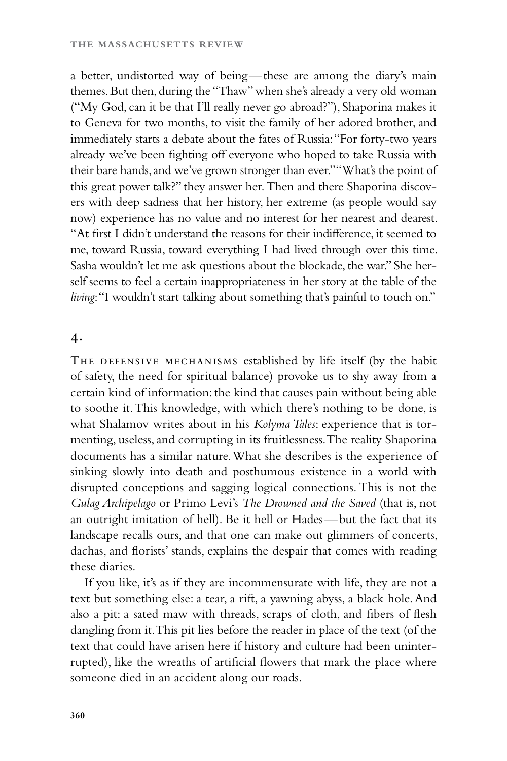a better, undistorted way of being—these are among the diary's main themes. But then, during the "Thaw" when she's already a very old woman ("My God, can it be that I'll really never go abroad?"), Shaporina makes it to Geneva for two months, to visit the family of her adored brother, and immediately starts a debate about the fates of Russia: "For forty-two years already we've been fighting off everyone who hoped to take Russia with their bare hands, and we've grown stronger than ever." "What's the point of this great power talk?" they answer her. Then and there Shaporina discovers with deep sadness that her history, her extreme (as people would say now) experience has no value and no interest for her nearest and dearest. "At first I didn't understand the reasons for their indifference, it seemed to me, toward Russia, toward everything I had lived through over this time. Sasha wouldn't let me ask questions about the blockade, the war." She herself seems to feel a certain inappropriateness in her story at the table of the *living*: "I wouldn't start talking about something that's painful to touch on."

## 4.

The defensive mechanisms established by life itself (by the habit of safety, the need for spiritual balance) provoke us to shy away from a certain kind of information: the kind that causes pain without being able to soothe it. This knowledge, with which there's nothing to be done, is what Shalamov writes about in his *Kolyma Tales*: experience that is tormenting, useless, and corrupting in its fruitlessness. The reality Shaporina documents has a similar nature. What she describes is the experience of sinking slowly into death and posthumous existence in a world with disrupted conceptions and sagging logical connections. This is not the *Gulag Archipelago* or Primo Levi's *The Drowned and the Saved* (that is, not an outright imitation of hell). Be it hell or Hades—but the fact that its landscape recalls ours, and that one can make out glimmers of concerts, dachas, and florists' stands, explains the despair that comes with reading these diaries.

If you like, it's as if they are incommensurate with life, they are not a text but something else: a tear, a rift, a yawning abyss, a black hole. And also a pit: a sated maw with threads, scraps of cloth, and fibers of flesh dangling from it. This pit lies before the reader in place of the text (of the text that could have arisen here if history and culture had been uninterrupted), like the wreaths of artificial flowers that mark the place where someone died in an accident along our roads.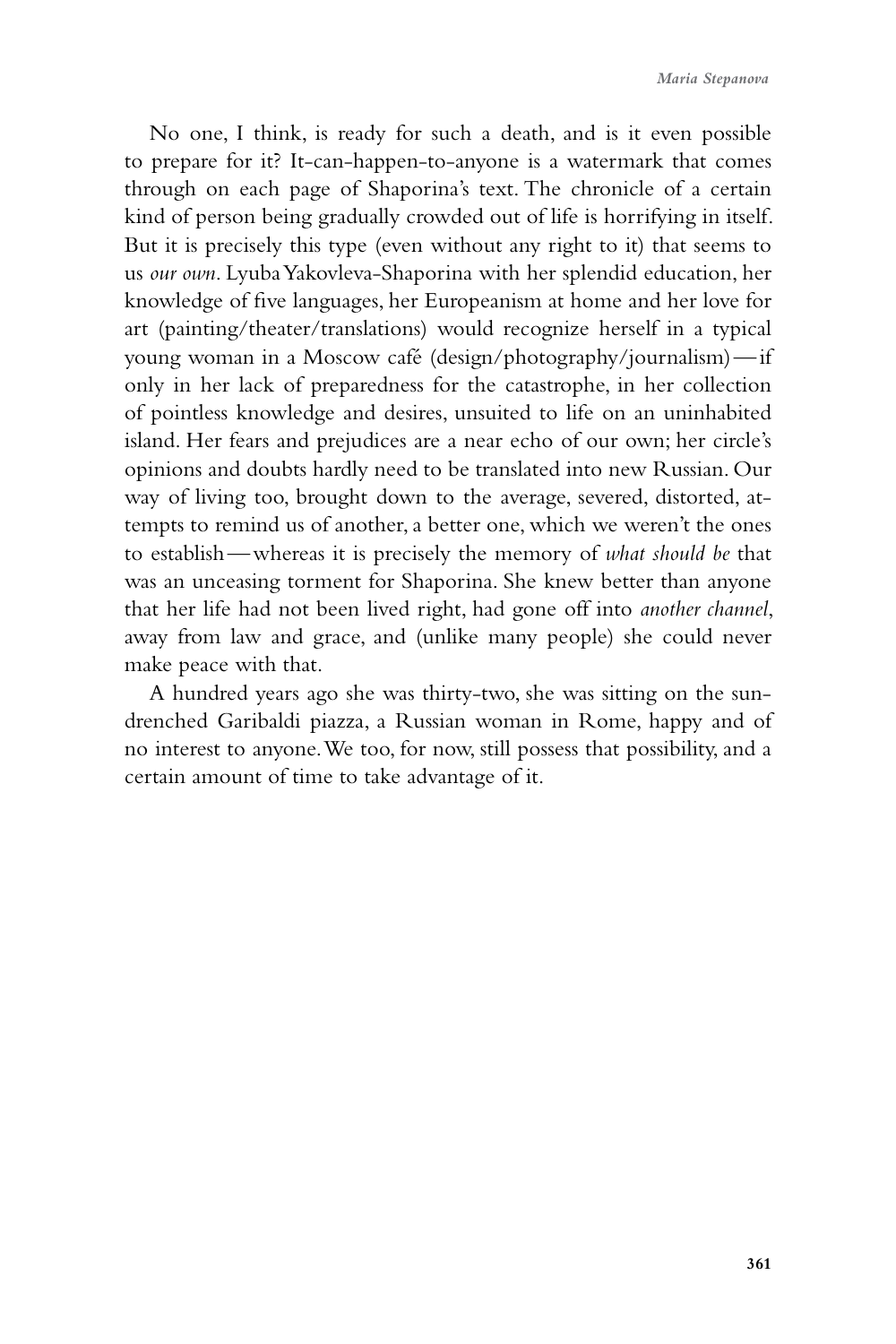No one, I think, is ready for such a death, and is it even possible to prepare for it? It-can-happen-to-anyone is a watermark that comes through on each page of Shaporina's text. The chronicle of a certain kind of person being gradually crowded out of life is horrifying in itself. But it is precisely this type (even without any right to it) that seems to us *our own*. Lyuba Yakovleva-Shaporina with her splendid education, her knowledge of five languages, her Europeanism at home and her love for art (painting/theater/translations) would recognize herself in a typical young woman in a Moscow café (design/photography/journalism)—if only in her lack of preparedness for the catastrophe, in her collection of pointless knowledge and desires, unsuited to life on an uninhabited island. Her fears and prejudices are a near echo of our own; her circle's opinions and doubts hardly need to be translated into new Russian. Our way of living too, brought down to the average, severed, distorted, attempts to remind us of another, a better one, which we weren't the ones to establish—whereas it is precisely the memory of *what should be* that was an unceasing torment for Shaporina. She knew better than anyone that her life had not been lived right, had gone off into *another channel*, away from law and grace, and (unlike many people) she could never make peace with that.

A hundred years ago she was thirty-two, she was sitting on the sun-drenched Garibaldi piazza, a Russian woman in Rome, happy and of no interest to anyone. We too, for now, still possess that possibility, and a certain amount of time to take advantage of it.